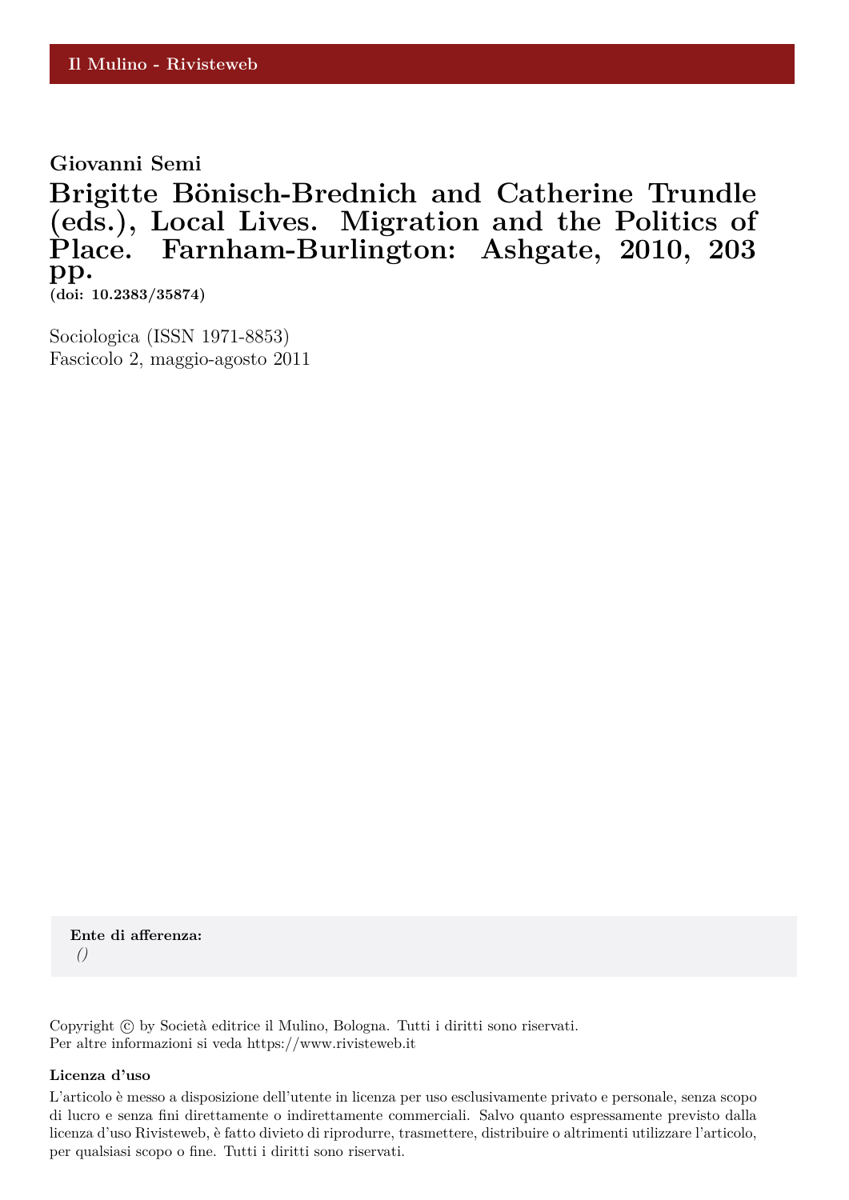Il Mulino - Rivisteweb

**Giovanni Semi**

# Brigitte Bönisch-Brednich and Catherine Trundle (eds.), Local Lives. Migration and the Politics of Place. Farnham-Burlington: Ashgate, 2010, 203 pp.

**(doi: 10.2383/35874)**

Sociologica (ISSN 1971-8853)
Fascicolo 2, maggio-agosto 2011

**Ente di afferenza:**
*()*

Copyright © by Società editrice il Mulino, Bologna. Tutti i diritti sono riservati.
Per altre informazioni si veda https://www.rivisteweb.it

**Licenza d'uso**

L'articolo è messo a disposizione dell'utente in licenza per uso esclusivamente privato e personale, senza scopo di lucro e senza fini direttamente o indirettamente commerciali. Salvo quanto espressamente previsto dalla licenza d'uso Rivisteweb, è fatto divieto di riprodurre, trasmettere, distribuire o altrimenti utilizzare l'articolo, per qualsiasi scopo o fine. Tutti i diritti sono riservati.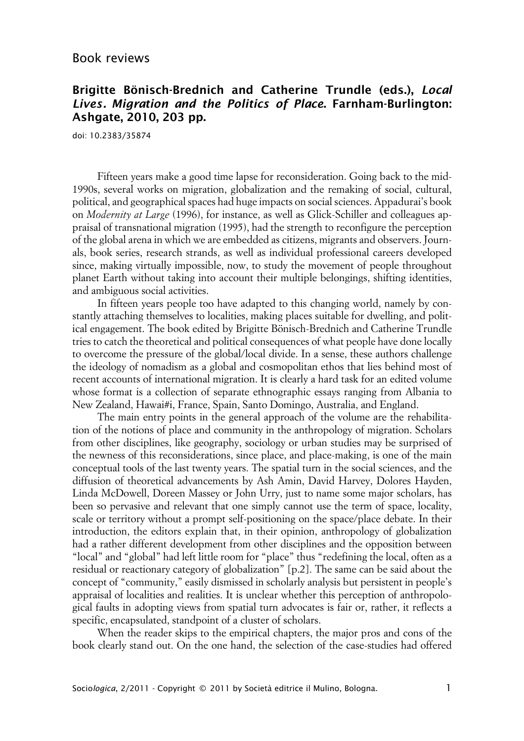Book reviews

## Brigitte Bönisch-Brednich and Catherine Trundle (eds.), *Local Lives. Migration and the Politics of Place*. Farnham-Burlington: Ashgate, 2010, 203 pp.

doi: 10.2383/35874

Fifteen years make a good time lapse for reconsideration. Going back to the mid-1990s, several works on migration, globalization and the remaking of social, cultural, political, and geographical spaces had huge impacts on social sciences. Appadurai's book on *Modernity at Large* (1996), for instance, as well as Glick-Schiller and colleagues appraisal of transnational migration (1995), had the strength to reconfigure the perception of the global arena in which we are embedded as citizens, migrants and observers. Journals, book series, research strands, as well as individual professional careers developed since, making virtually impossible, now, to study the movement of people throughout planet Earth without taking into account their multiple belongings, shifting identities, and ambiguous social activities.

In fifteen years people too have adapted to this changing world, namely by constantly attaching themselves to localities, making places suitable for dwelling, and political engagement. The book edited by Brigitte Bönisch-Brednich and Catherine Trundle tries to catch the theoretical and political consequences of what people have done locally to overcome the pressure of the global/local divide. In a sense, these authors challenge the ideology of nomadism as a global and cosmopolitan ethos that lies behind most of recent accounts of international migration. It is clearly a hard task for an edited volume whose format is a collection of separate ethnographic essays ranging from Albania to New Zealand, Hawai#i, France, Spain, Santo Domingo, Australia, and England.

The main entry points in the general approach of the volume are the rehabilitation of the notions of place and community in the anthropology of migration. Scholars from other disciplines, like geography, sociology or urban studies may be surprised of the newness of this reconsiderations, since place, and place-making, is one of the main conceptual tools of the last twenty years. The spatial turn in the social sciences, and the diffusion of theoretical advancements by Ash Amin, David Harvey, Dolores Hayden, Linda McDowell, Doreen Massey or John Urry, just to name some major scholars, has been so pervasive and relevant that one simply cannot use the term of space, locality, scale or territory without a prompt self-positioning on the space/place debate. In their introduction, the editors explain that, in their opinion, anthropology of globalization had a rather different development from other disciplines and the opposition between "local" and "global" had left little room for "place" thus "redefining the local, often as a residual or reactionary category of globalization" [p.2]. The same can be said about the concept of "community," easily dismissed in scholarly analysis but persistent in people's appraisal of localities and realities. It is unclear whether this perception of anthropological faults in adopting views from spatial turn advocates is fair or, rather, it reflects a specific, encapsulated, standpoint of a cluster of scholars.

When the reader skips to the empirical chapters, the major pros and cons of the book clearly stand out. On the one hand, the selection of the case-studies had offered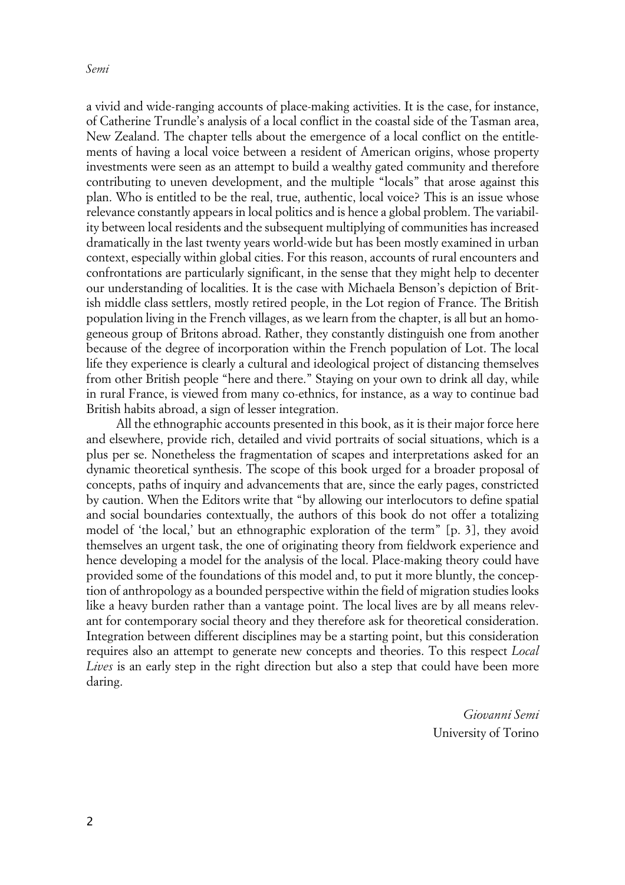a vivid and wide-ranging accounts of place-making activities. It is the case, for instance, of Catherine Trundle's analysis of a local conflict in the coastal side of the Tasman area, New Zealand. The chapter tells about the emergence of a local conflict on the entitlements of having a local voice between a resident of American origins, whose property investments were seen as an attempt to build a wealthy gated community and therefore contributing to uneven development, and the multiple "locals" that arose against this plan. Who is entitled to be the real, true, authentic, local voice? This is an issue whose relevance constantly appears in local politics and is hence a global problem. The variability between local residents and the subsequent multiplying of communities has increased dramatically in the last twenty years world-wide but has been mostly examined in urban context, especially within global cities. For this reason, accounts of rural encounters and confrontations are particularly significant, in the sense that they might help to decenter our understanding of localities. It is the case with Michaela Benson's depiction of British middle class settlers, mostly retired people, in the Lot region of France. The British population living in the French villages, as we learn from the chapter, is all but an homogeneous group of Britons abroad. Rather, they constantly distinguish one from another because of the degree of incorporation within the French population of Lot. The local life they experience is clearly a cultural and ideological project of distancing themselves from other British people "here and there." Staying on your own to drink all day, while in rural France, is viewed from many co-ethnics, for instance, as a way to continue bad British habits abroad, a sign of lesser integration.

All the ethnographic accounts presented in this book, as it is their major force here and elsewhere, provide rich, detailed and vivid portraits of social situations, which is a plus per se. Nonetheless the fragmentation of scapes and interpretations asked for an dynamic theoretical synthesis. The scope of this book urged for a broader proposal of concepts, paths of inquiry and advancements that are, since the early pages, constricted by caution. When the Editors write that "by allowing our interlocutors to define spatial and social boundaries contextually, the authors of this book do not offer a totalizing model of 'the local,' but an ethnographic exploration of the term" [p. 3], they avoid themselves an urgent task, the one of originating theory from fieldwork experience and hence developing a model for the analysis of the local. Place-making theory could have provided some of the foundations of this model and, to put it more bluntly, the conception of anthropology as a bounded perspective within the field of migration studies looks like a heavy burden rather than a vantage point. The local lives are by all means relevant for contemporary social theory and they therefore ask for theoretical consideration. Integration between different disciplines may be a starting point, but this consideration requires also an attempt to generate new concepts and theories. To this respect *Local Lives* is an early step in the right direction but also a step that could have been more daring.

*Giovanni Semi*
University of Torino